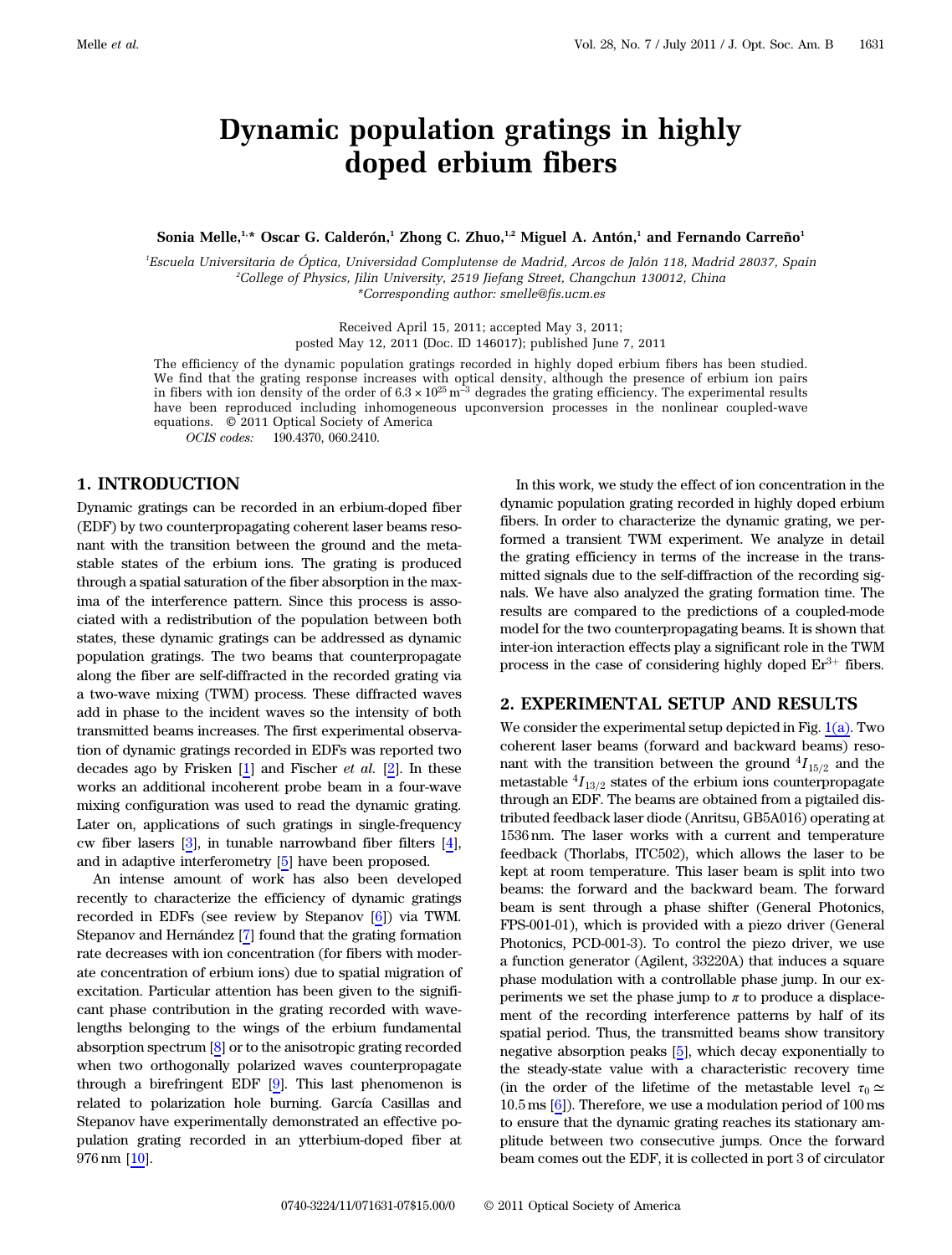# Dynamic population gratings in highly doped erbium fibers

**Sonia Melle,[1,*] Oscar G. Calderón,[1] Zhong C. Zhuo,[1,2] Miguel A. Antón,[1] and Fernando Carreño[1]**

[1]*Escuela Universitaria de Óptica, Universidad Complutense de Madrid, Arcos de Jalón 118, Madrid 28037, Spain*
[2]*College of Physics, Jilin University, 2519 Jiefang Street, Changchun 130012, China*
*Corresponding author: smelle@fis.ucm.es

Received April 15, 2011; accepted May 3, 2011;
posted May 12, 2011 (Doc. ID 146017); published June 7, 2011

The efficiency of the dynamic population gratings recorded in highly doped erbium fibers has been studied. We find that the grating response increases with optical density, although the presence of erbium ion pairs in fibers with ion density of the order of $6.3 \times 10^{25}\,\mathrm{m}^{-3}$ degrades the grating efficiency. The experimental results have been reproduced including inhomogeneous upconversion processes in the nonlinear coupled-wave equations. © 2011 Optical Society of America

*OCIS codes:* 190.4370, 060.2410.

## 1. INTRODUCTION

Dynamic gratings can be recorded in an erbium-doped fiber (EDF) by two counterpropagating coherent laser beams resonant with the transition between the ground and the metastable states of the erbium ions. The grating is produced through a spatial saturation of the fiber absorption in the maxima of the interference pattern. Since this process is associated with a redistribution of the population between both states, these dynamic gratings can be addressed as dynamic population gratings. The two beams that counterpropagate along the fiber are self-diffracted in the recorded grating via a two-wave mixing (TWM) process. These diffracted waves add in phase to the incident waves so the intensity of both transmitted beams increases. The first experimental observation of dynamic gratings recorded in EDFs was reported two decades ago by Frisken [1] and Fischer *et al.* [2]. In these works an additional incoherent probe beam in a four-wave mixing configuration was used to read the dynamic grating. Later on, applications of such gratings in single-frequency cw fiber lasers [3], in tunable narrowband fiber filters [4], and in adaptive interferometry [5] have been proposed.

An intense amount of work has also been developed recently to characterize the efficiency of dynamic gratings recorded in EDFs (see review by Stepanov [6]) via TWM. Stepanov and Hernández [7] found that the grating formation rate decreases with ion concentration (for fibers with moderate concentration of erbium ions) due to spatial migration of excitation. Particular attention has been given to the significant phase contribution in the grating recorded with wavelengths belonging to the wings of the erbium fundamental absorption spectrum [8] or to the anisotropic grating recorded when two orthogonally polarized waves counterpropagate through a birefringent EDF [9]. This last phenomenon is related to polarization hole burning. García Casillas and Stepanov have experimentally demonstrated an effective population grating recorded in an ytterbium-doped fiber at 976 nm [10].

In this work, we study the effect of ion concentration in the dynamic population grating recorded in highly doped erbium fibers. In order to characterize the dynamic grating, we performed a transient TWM experiment. We analyze in detail the grating efficiency in terms of the increase in the transmitted signals due to the self-diffraction of the recording signals. We have also analyzed the grating formation time. The results are compared to the predictions of a coupled-mode model for the two counterpropagating beams. It is shown that inter-ion interaction effects play a significant role in the TWM process in the case of considering highly doped $Er^{3+}$ fibers.

## 2. EXPERIMENTAL SETUP AND RESULTS

We consider the experimental setup depicted in Fig. 1(a). Two coherent laser beams (forward and backward beams) resonant with the transition between the ground $^4I_{15/2}$ and the metastable $^4I_{13/2}$ states of the erbium ions counterpropagate through an EDF. The beams are obtained from a pigtailed distributed feedback laser diode (Anritsu, GB5A016) operating at 1536 nm. The laser works with a current and temperature feedback (Thorlabs, ITC502), which allows the laser to be kept at room temperature. This laser beam is split into two beams: the forward and the backward beam. The forward beam is sent through a phase shifter (General Photonics, FPS-001-01), which is provided with a piezo driver (General Photonics, PCD-001-3). To control the piezo driver, we use a function generator (Agilent, 33220A) that induces a square phase modulation with a controllable phase jump. In our experiments we set the phase jump to $\pi$ to produce a displacement of the recording interference patterns by half of its spatial period. Thus, the transmitted beams show transitory negative absorption peaks [5], which decay exponentially to the steady-state value with a characteristic recovery time (in the order of the lifetime of the metastable level $\tau_0 \simeq 10.5\,\mathrm{ms}$ [6]). Therefore, we use a modulation period of 100 ms to ensure that the dynamic grating reaches its stationary amplitude between two consecutive jumps. Once the forward beam comes out the EDF, it is collected in port 3 of circulator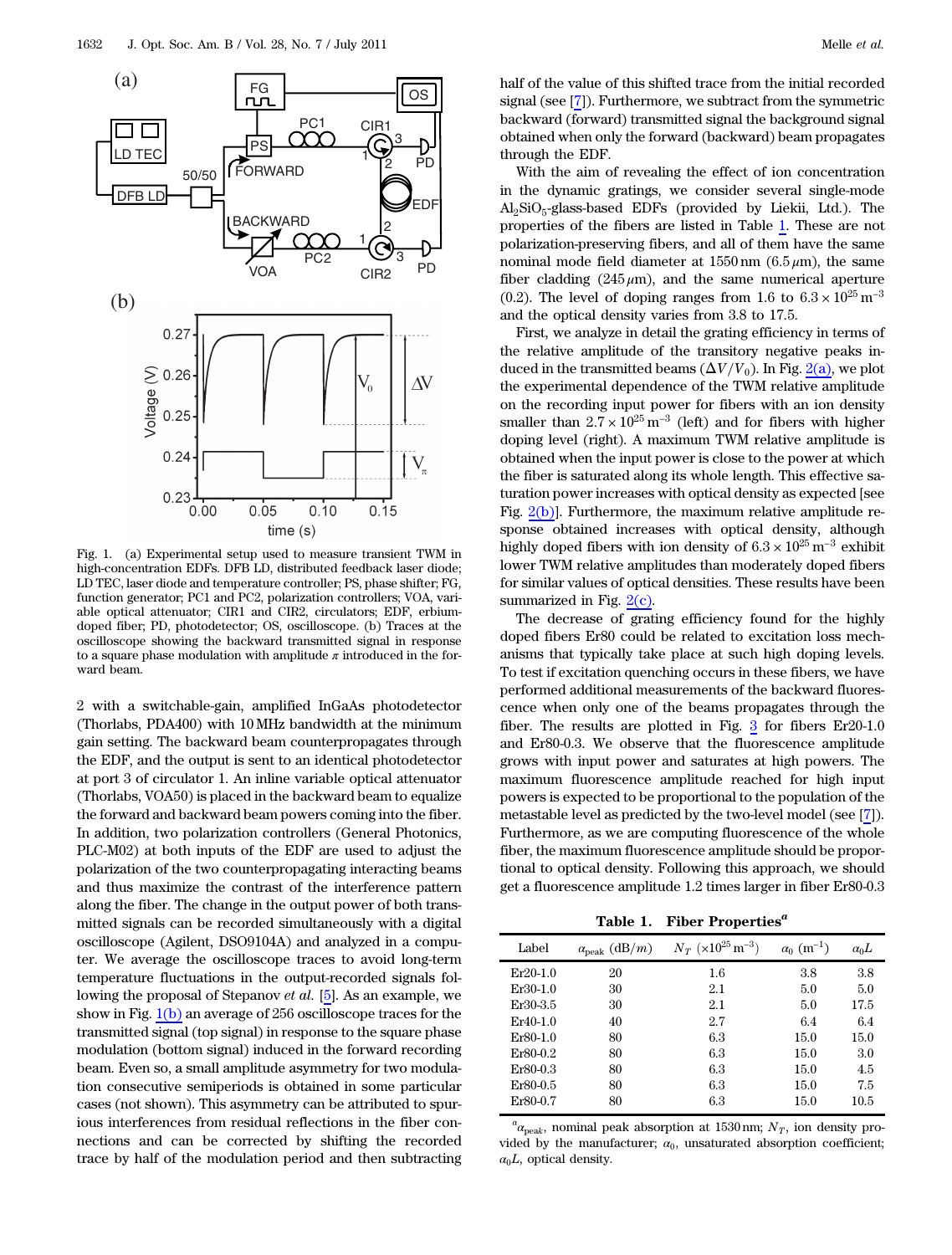Fig. 1. (a) Experimental setup used to measure transient TWM in high-concentration EDFs. DFB LD, distributed feedback laser diode; LD TEC, laser diode and temperature controller; PS, phase shifter; FG, function generator; PC1 and PC2, polarization controllers; VOA, variable optical attenuator; CIR1 and CIR2, circulators; EDF, erbium-doped fiber; PD, photodetector; OS, oscilloscope. (b) Traces at the oscilloscope showing the backward transmitted signal in response to a square phase modulation with amplitude $\pi$ introduced in the forward beam.

2 with a switchable-gain, amplified InGaAs photodetector (Thorlabs, PDA400) with 10 MHz bandwidth at the minimum gain setting. The backward beam counterpropagates through the EDF, and the output is sent to an identical photodetector at port 3 of circulator 1. An inline variable optical attenuator (Thorlabs, VOA50) is placed in the backward beam to equalize the forward and backward beam powers coming into the fiber. In addition, two polarization controllers (General Photonics, PLC-M02) at both inputs of the EDF are used to adjust the polarization of the two counterpropagating interacting beams and thus maximize the contrast of the interference pattern along the fiber. The change in the output power of both transmitted signals can be recorded simultaneously with a digital oscilloscope (Agilent, DSO9104A) and analyzed in a computer. We average the oscilloscope traces to avoid long-term temperature fluctuations in the output-recorded signals following the proposal of Stepanov *et al.* [5]. As an example, we show in Fig. 1(b) an average of 256 oscilloscope traces for the transmitted signal (top signal) in response to the square phase modulation (bottom signal) induced in the forward recording beam. Even so, a small amplitude asymmetry for two modulation consecutive semiperiods is obtained in some particular cases (not shown). This asymmetry can be attributed to spurious interferences from residual reflections in the fiber connections and can be corrected by shifting the recorded trace by half of the modulation period and then subtracting half of the value of this shifted trace from the initial recorded signal (see [7]). Furthermore, we subtract from the symmetric backward (forward) transmitted signal the background signal obtained when only the forward (backward) beam propagates through the EDF.

With the aim of revealing the effect of ion concentration in the dynamic gratings, we consider several single-mode $Al_2SiO_5$-glass-based EDFs (provided by Liekii, Ltd.). The properties of the fibers are listed in Table 1. These are not polarization-preserving fibers, and all of them have the same nominal mode field diameter at 1550 nm (6.5 $\mu$m), the same fiber cladding (245 $\mu$m), and the same numerical aperture (0.2). The level of doping ranges from 1.6 to $6.3 \times 10^{25}\,\mathrm{m}^{-3}$ and the optical density varies from 3.8 to 17.5.

First, we analyze in detail the grating efficiency in terms of the relative amplitude of the transitory negative peaks induced in the transmitted beams ($\Delta V/V_0$). In Fig. 2(a), we plot the experimental dependence of the TWM relative amplitude on the recording input power for fibers with an ion density smaller than $2.7 \times 10^{25}\,\mathrm{m}^{-3}$ (left) and for fibers with higher doping level (right). A maximum TWM relative amplitude is obtained when the input power is close to the power at which the fiber is saturated along its whole length. This effective saturation power increases with optical density as expected [see Fig. 2(b)]. Furthermore, the maximum relative amplitude response obtained increases with optical density, although highly doped fibers with ion density of $6.3 \times 10^{25}\,\mathrm{m}^{-3}$ exhibit lower TWM relative amplitudes than moderately doped fibers for similar values of optical densities. These results have been summarized in Fig. 2(c).

The decrease of grating efficiency found for the highly doped fibers Er80 could be related to excitation loss mechanisms that typically take place at such high doping levels. To test if excitation quenching occurs in these fibers, we have performed additional measurements of the backward fluorescence when only one of the beams propagates through the fiber. The results are plotted in Fig. 3 for fibers Er20-1.0 and Er80-0.3. We observe that the fluorescence amplitude grows with input power and saturates at high powers. The maximum fluorescence amplitude reached for high input powers is expected to be proportional to the population of the metastable level as predicted by the two-level model (see [7]). Furthermore, as we are computing fluorescence of the whole fiber, the maximum fluorescence amplitude should be proportional to optical density. Following this approach, we should get a fluorescence amplitude 1.2 times larger in fiber Er80-0.3

**Table 1. Fiber Properties[a]**

| Label | $\alpha_{\mathrm{peak}}$ (dB/m) | $N_T$ ($\times 10^{25}\,\mathrm{m}^{-3}$) | $\alpha_0$ ($\mathrm{m}^{-1}$) | $\alpha_0 L$ |
|---|---|---|---|---|
| Er20-1.0 | 20 | 1.6 | 3.8 | 3.8 |
| Er30-1.0 | 30 | 2.1 | 5.0 | 5.0 |
| Er30-3.5 | 30 | 2.1 | 5.0 | 17.5 |
| Er40-1.0 | 40 | 2.7 | 6.4 | 6.4 |
| Er80-1.0 | 80 | 6.3 | 15.0 | 15.0 |
| Er80-0.2 | 80 | 6.3 | 15.0 | 3.0 |
| Er80-0.3 | 80 | 6.3 | 15.0 | 4.5 |
| Er80-0.5 | 80 | 6.3 | 15.0 | 7.5 |
| Er80-0.7 | 80 | 6.3 | 15.0 | 10.5 |

[a] $\alpha_{\mathrm{peak}}$, nominal peak absorption at 1530 nm; $N_T$, ion density provided by the manufacturer; $\alpha_0$, unsaturated absorption coefficient; $\alpha_0 L$, optical density.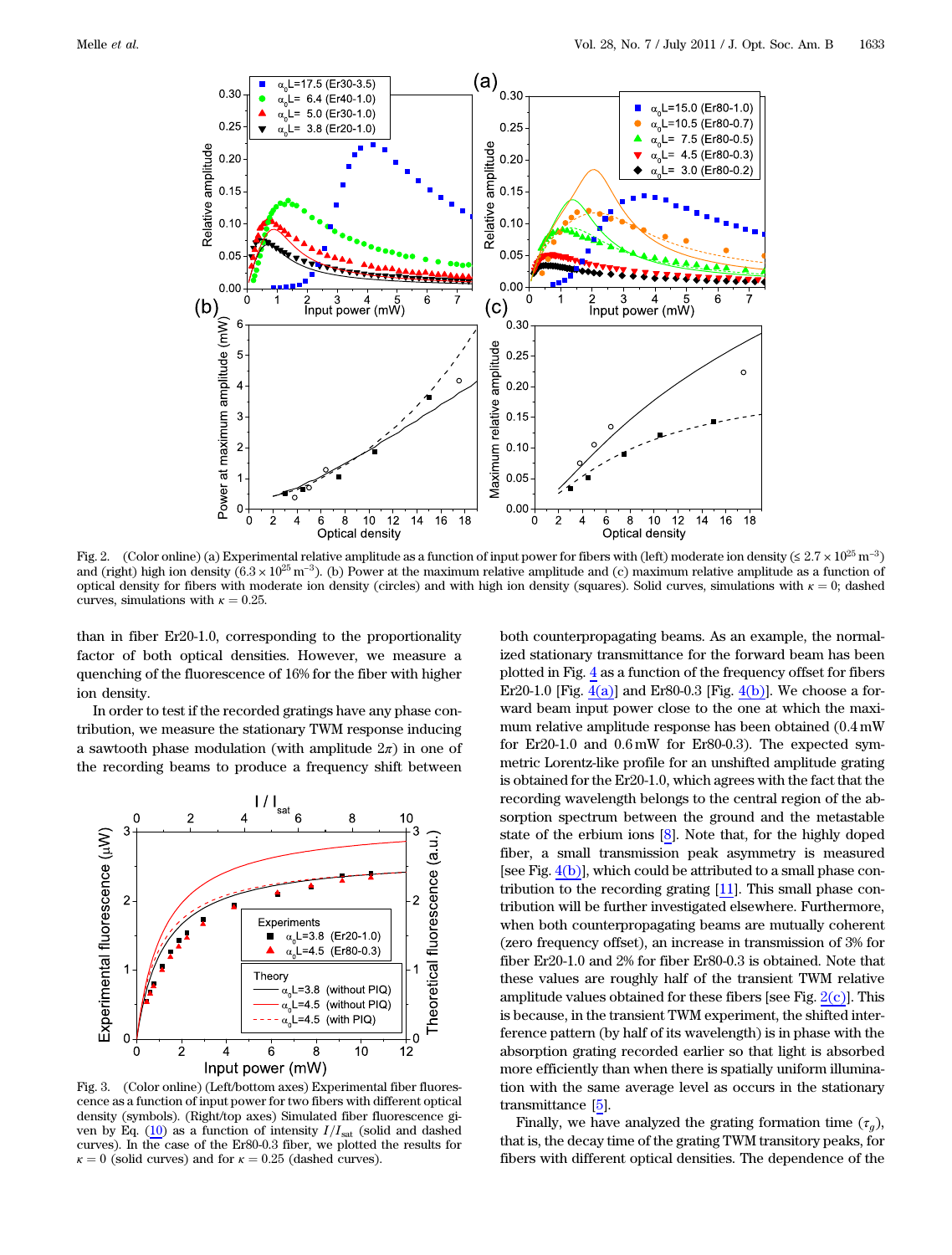Fig. 2. (Color online) (a) Experimental relative amplitude as a function of input power for fibers with (left) moderate ion density ($\leq 2.7 \times 10^{25}\ \mathrm{m}^{-3}$) and (right) high ion density ($6.3 \times 10^{25}\ \mathrm{m}^{-3}$). (b) Power at the maximum relative amplitude and (c) maximum relative amplitude as a function of optical density for fibers with moderate ion density (circles) and with high ion density (squares). Solid curves, simulations with $\kappa = 0$; dashed curves, simulations with $\kappa = 0.25$.

than in fiber Er20-1.0, corresponding to the proportionality factor of both optical densities. However, we measure a quenching of the fluorescence of 16% for the fiber with higher ion density.

In order to test if the recorded gratings have any phase contribution, we measure the stationary TWM response inducing a sawtooth phase modulation (with amplitude $2\pi$) in one of the recording beams to produce a frequency shift between both counterpropagating beams. As an example, the normalized stationary transmittance for the forward beam has been plotted in Fig. 4 as a function of the frequency offset for fibers Er20-1.0 [Fig. 4(a)] and Er80-0.3 [Fig. 4(b)]. We choose a forward beam input power close to the one at which the maximum relative amplitude response has been obtained (0.4 mW for Er20-1.0 and 0.6 mW for Er80-0.3). The expected symmetric Lorentz-like profile for an unshifted amplitude grating is obtained for the Er20-1.0, which agrees with the fact that the recording wavelength belongs to the central region of the absorption spectrum between the ground and the metastable state of the erbium ions [8]. Note that, for the highly doped fiber, a small transmission peak asymmetry is measured [see Fig. 4(b)], which could be attributed to a small phase contribution to the recording grating [11]. This small phase contribution will be further investigated elsewhere. Furthermore, when both counterpropagating beams are mutually coherent (zero frequency offset), an increase in transmission of 3% for fiber Er20-1.0 and 2% for fiber Er80-0.3 is obtained. Note that these values are roughly half of the transient TWM relative amplitude values obtained for these fibers [see Fig. 2(c)]. This is because, in the transient TWM experiment, the shifted interference pattern (by half of its wavelength) is in phase with the absorption grating recorded earlier so that light is absorbed more efficiently than when there is spatially uniform illumination with the same average level as occurs in the stationary transmittance [5].

Fig. 3. (Color online) (Left/bottom axes) Experimental fiber fluorescence as a function of input power for two fibers with different optical density (symbols). (Right/top axes) Simulated fiber fluorescence given by Eq. (10) as a function of intensity $I/I_{sat}$ (solid and dashed curves). In the case of the Er80-0.3 fiber, we plotted the results for $\kappa = 0$ (solid curves) and for $\kappa = 0.25$ (dashed curves).

Finally, we have analyzed the grating formation time ($\tau_g$), that is, the decay time of the grating TWM transitory peaks, for fibers with different optical densities. The dependence of the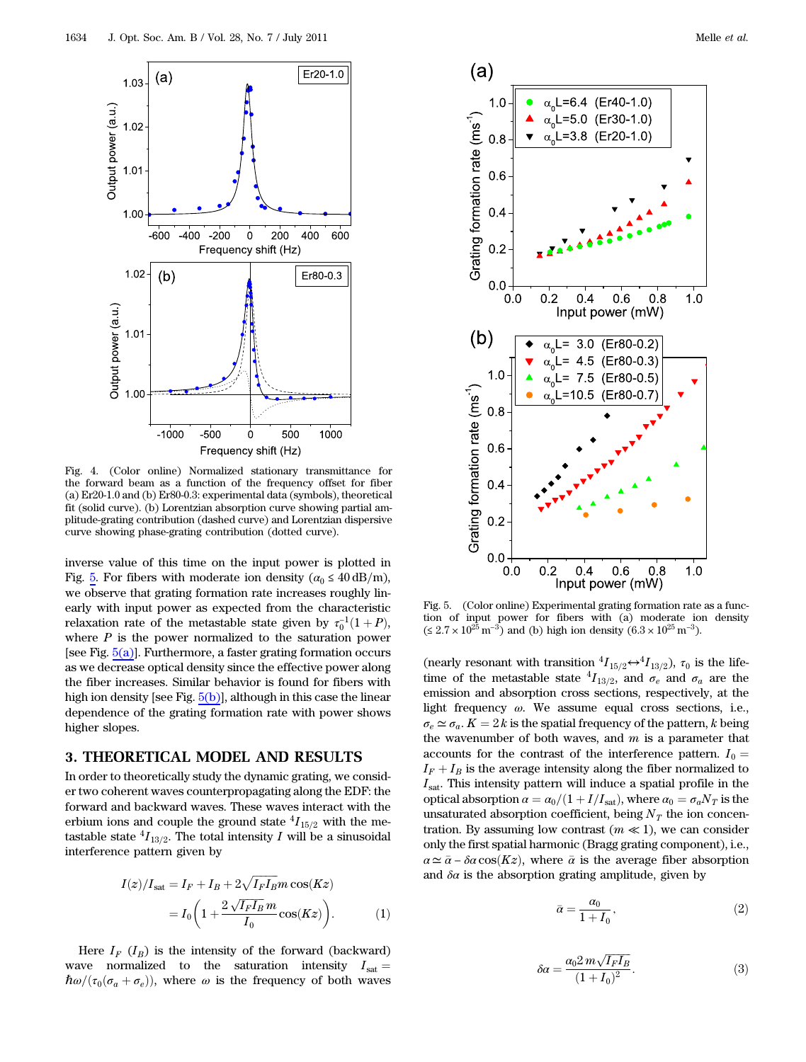Fig. 4. (Color online) Normalized stationary transmittance for the forward beam as a function of the frequency offset for fiber (a) Er20-1.0 and (b) Er80-0.3: experimental data (symbols), theoretical fit (solid curve). (b) Lorentzian absorption curve showing partial amplitude-grating contribution (dashed curve) and Lorentzian dispersive curve showing phase-grating contribution (dotted curve).

inverse value of this time on the input power is plotted in Fig. 5. For fibers with moderate ion density ($\alpha_0 \leq 40\,\mathrm{dB/m}$), we observe that grating formation rate increases roughly linearly with input power as expected from the characteristic relaxation rate of the metastable state given by $\tau_0^{-1}(1+P)$, where $P$ is the power normalized to the saturation power [see Fig. 5(a)]. Furthermore, a faster grating formation occurs as we decrease optical density since the effective power along the fiber increases. Similar behavior is found for fibers with high ion density [see Fig. 5(b)], although in this case the linear dependence of the grating formation rate with power shows higher slopes.

Fig. 5. (Color online) Experimental grating formation rate as a function of input power for fibers with (a) moderate ion density ($\leq 2.7 \times 10^{25}\,\mathrm{m}^{-3}$) and (b) high ion density ($6.3 \times 10^{25}\,\mathrm{m}^{-3}$).

## 3. THEORETICAL MODEL AND RESULTS

In order to theoretically study the dynamic grating, we consider two coherent waves counterpropagating along the EDF: the forward and backward waves. These waves interact with the erbium ions and couple the ground state $^4I_{15/2}$ with the metastable state $^4I_{13/2}$. The total intensity $I$ will be a sinusoidal interference pattern given by

$$I(z)/I_{\mathrm{sat}} = I_F + I_B + 2\sqrt{I_F I_B}\, m \cos(Kz) = I_0\left(1 + \frac{2\sqrt{I_F I_B}\, m}{I_0}\cos(Kz)\right). \quad (1)$$

Here $I_F$ ($I_B$) is the intensity of the forward (backward) wave normalized to the saturation intensity $I_{\mathrm{sat}} = \hbar\omega/(\tau_0(\sigma_a + \sigma_e))$, where $\omega$ is the frequency of both waves (nearly resonant with transition $^4I_{15/2} \leftrightarrow {}^4I_{13/2}$), $\tau_0$ is the lifetime of the metastable state $^4I_{13/2}$, and $\sigma_e$ and $\sigma_a$ are the emission and absorption cross sections, respectively, at the light frequency $\omega$. We assume equal cross sections, i.e., $\sigma_e \simeq \sigma_a$. $K = 2k$ is the spatial frequency of the pattern, $k$ being the wavenumber of both waves, and $m$ is a parameter that accounts for the contrast of the interference pattern. $I_0 = I_F + I_B$ is the average intensity along the fiber normalized to $I_{\mathrm{sat}}$. This intensity pattern will induce a spatial profile in the optical absorption $\alpha = \alpha_0/(1 + I/I_{\mathrm{sat}})$, where $\alpha_0 = \sigma_a N_T$ is the unsaturated absorption coefficient, being $N_T$ the ion concentration. By assuming low contrast ($m \ll 1$), we can consider only the first spatial harmonic (Bragg grating component), i.e., $\alpha \simeq \bar{\alpha} - \delta\alpha \cos(Kz)$, where $\bar{\alpha}$ is the average fiber absorption and $\delta\alpha$ is the absorption grating amplitude, given by

$$\bar{\alpha} = \frac{\alpha_0}{1 + I_0}, \quad (2)$$

$$\delta\alpha = \frac{\alpha_0 2\, m\sqrt{I_F I_B}}{(1 + I_0)^2}. \quad (3)$$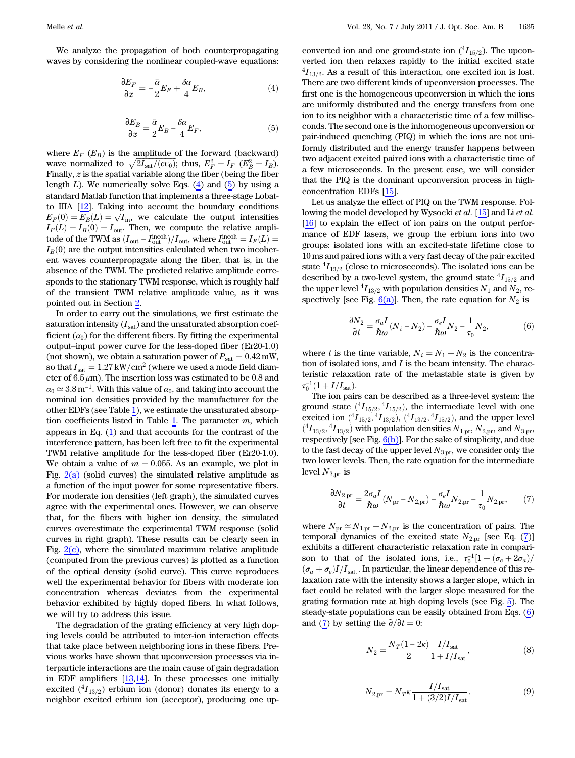We analyze the propagation of both counterpropagating waves by considering the nonlinear coupled-wave equations:

$$\frac{\partial E_F}{\partial z} = -\frac{\bar{\alpha}}{2}E_F + \frac{\delta\alpha}{4}E_B, \tag{4}$$

$$\frac{\partial E_B}{\partial z} = \frac{\bar{\alpha}}{2}E_B - \frac{\delta\alpha}{4}E_F, \tag{5}$$

where $E_F$ ($E_B$) is the amplitude of the forward (backward) wave normalized to $\sqrt{2I_{\text{sat}}/(c\epsilon_0)}$; thus, $E_F^2 = I_F$ ($E_B^2 = I_B$). Finally, $z$ is the spatial variable along the fiber (being the fiber length $L$). We numerically solve Eqs. (4) and (5) by using a standard Matlab function that implements a three-stage Lobatto IIIA [12]. Taking into account the boundary conditions $E_F(0) = E_B(L) = \sqrt{I_{\text{in}}}$, we calculate the output intensities $I_F(L) = I_B(0) = I_{\text{out}}$. Then, we compute the relative amplitude of the TWM as $(I_{\text{out}} - I_{\text{out}}^{\text{incoh}})/I_{\text{out}}$, where $I_{\text{out}}^{\text{incoh}} = I_F(L) = I_B(0)$ are the output intensities calculated when two incoherent waves counterpropagate along the fiber, that is, in the absence of the TWM. The predicted relative amplitude corresponds to the stationary TWM response, which is roughly half of the transient TWM relative amplitude value, as it was pointed out in Section 2.

In order to carry out the simulations, we first estimate the saturation intensity ($I_{\text{sat}}$) and the unsaturated absorption coefficient ($\alpha_0$) for the different fibers. By fitting the experimental output–input power curve for the less-doped fiber (Er20-1.0) (not shown), we obtain a saturation power of $P_{\text{sat}} = 0.42\,\text{mW}$, so that $I_{\text{sat}} = 1.27\,\text{kW/cm}^2$ (where we used a mode field diameter of $6.5\,\mu\text{m}$). The insertion loss was estimated to be 0.8 and $\alpha_0 \simeq 3.8\,\text{m}^{-1}$. With this value of $\alpha_0$, and taking into account the nominal ion densities provided by the manufacturer for the other EDFs (see Table 1), we estimate the unsaturated absorption coefficients listed in Table 1. The parameter $m$, which appears in Eq. (1) and that accounts for the contrast of the interference pattern, has been left free to fit the experimental TWM relative amplitude for the less-doped fiber (Er20-1.0). We obtain a value of $m = 0.055$. As an example, we plot in Fig. 2(a) (solid curves) the simulated relative amplitude as a function of the input power for some representative fibers. For moderate ion densities (left graph), the simulated curves agree with the experimental ones. However, we can observe that, for the fibers with higher ion density, the simulated curves overestimate the experimental TWM response (solid curves in right graph). These results can be clearly seen in Fig. 2(c), where the simulated maximum relative amplitude (computed from the previous curves) is plotted as a function of the optical density (solid curve). This curve reproduces well the experimental behavior for fibers with moderate ion concentration whereas deviates from the experimental behavior exhibited by highly doped fibers. In what follows, we will try to address this issue.

The degradation of the grating efficiency at very high doping levels could be attributed to inter-ion interaction effects that take place between neighboring ions in these fibers. Previous works have shown that upconversion processes via interparticle interactions are the main cause of gain degradation in EDF amplifiers [13,14]. In these processes one initially excited ($^4I_{13/2}$) erbium ion (donor) donates its energy to a neighbor excited erbium ion (acceptor), producing one upconverted ion and one ground-state ion ($^4I_{15/2}$). The upconverted ion then relaxes rapidly to the initial excited state $^4I_{13/2}$. As a result of this interaction, one excited ion is lost. There are two different kinds of upconversion processes. The first one is the homogeneous upconversion in which the ions are uniformly distributed and the energy transfers from one ion to its neighbor with a characteristic time of a few milliseconds. The second one is the inhomogeneous upconversion or pair-induced quenching (PIQ) in which the ions are not uniformly distributed and the energy transfer happens between two adjacent excited paired ions with a characteristic time of a few microseconds. In the present case, we will consider that the PIQ is the dominant upconversion process in high-concentration EDFs [15].

Let us analyze the effect of PIQ on the TWM response. Following the model developed by Wysocki *et al.* [15] and Li *et al.* [16] to explain the effect of ion pairs on the output performance of EDF lasers, we group the erbium ions into two groups: isolated ions with an excited-state lifetime close to 10 ms and paired ions with a very fast decay of the pair excited state $^4I_{13/2}$ (close to microseconds). The isolated ions can be described by a two-level system, the ground state $^4I_{15/2}$ and the upper level $^4I_{13/2}$ with population densities $N_1$ and $N_2$, respectively [see Fig. 6(a)]. Then, the rate equation for $N_2$ is

$$\frac{\partial N_2}{\partial t} = \frac{\sigma_a I}{\hbar\omega}(N_i - N_2) - \frac{\sigma_e I}{\hbar\omega}N_2 - \frac{1}{\tau_0}N_2, \tag{6}$$

where $t$ is the time variable, $N_i = N_1 + N_2$ is the concentration of isolated ions, and $I$ is the beam intensity. The characteristic relaxation rate of the metastable state is given by $\tau_0^{-1}(1 + I/I_{\text{sat}})$.

The ion pairs can be described as a three-level system: the ground state ($^4I_{15/2}, {}^4I_{15/2}$), the intermediate level with one excited ion ($^4I_{15/2}, {}^4I_{13/2}$), ($^4I_{13/2}, {}^4I_{15/2}$), and the upper level ($^4I_{13/2}, {}^4I_{13/2}$) with population densities $N_{1,\text{pr}}$, $N_{2,\text{pr}}$, and $N_{3,\text{pr}}$, respectively [see Fig. 6(b)]. For the sake of simplicity, and due to the fast decay of the upper level $N_{3,\text{pr}}$, we consider only the two lower levels. Then, the rate equation for the intermediate level $N_{2,\text{pr}}$ is

$$\frac{\partial N_{2,\text{pr}}}{\partial t} = \frac{2\sigma_a I}{\hbar\omega}(N_{\text{pr}} - N_{2,\text{pr}}) - \frac{\sigma_e I}{\hbar\omega}N_{2,\text{pr}} - \frac{1}{\tau_0}N_{2,\text{pr}}, \tag{7}$$

where $N_{\text{pr}} \simeq N_{1,\text{pr}} + N_{2,\text{pr}}$ is the concentration of pairs. The temporal dynamics of the excited state $N_{2,\text{pr}}$ [see Eq. (7)] exhibits a different characteristic relaxation rate in comparison to that of the isolated ions, i.e., $\tau_0^{-1}[1 + (\sigma_e + 2\sigma_a)/(\sigma_a + \sigma_e)I/I_{\text{sat}}]$. In particular, the linear dependence of this relaxation rate with the intensity shows a larger slope, which in fact could be related with the larger slope measured for the grating formation rate at high doping levels (see Fig. 5). The steady-state populations can be easily obtained from Eqs. (6) and (7) by setting the $\partial/\partial t = 0$:

$$N_2 = \frac{N_T(1 - 2\kappa)}{2}\frac{I/I_{\text{sat}}}{1 + I/I_{\text{sat}}}, \tag{8}$$

$$N_{2,\text{pr}} = N_T\kappa\frac{I/I_{\text{sat}}}{1 + (3/2)I/I_{\text{sat}}}. \tag{9}$$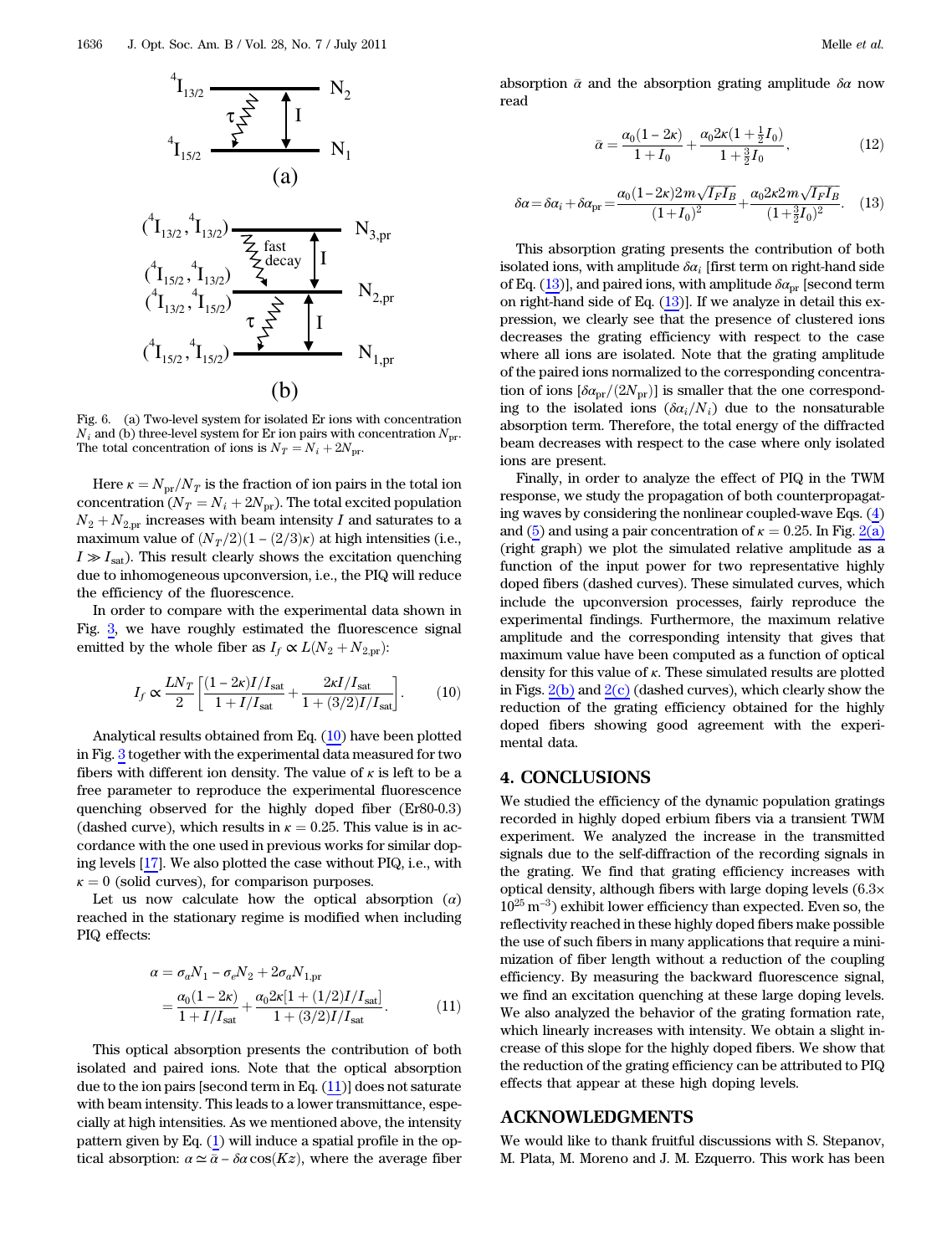Fig. 6. (a) Two-level system for isolated Er ions with concentration $N_i$ and (b) three-level system for Er ion pairs with concentration $N_{\rm pr}$. The total concentration of ions is $N_T = N_i + 2N_{\rm pr}$.

Here $\kappa = N_{\rm pr}/N_T$ is the fraction of ion pairs in the total ion concentration ($N_T = N_i + 2N_{\rm pr}$). The total excited population $N_2 + N_{2,\rm pr}$ increases with beam intensity $I$ and saturates to a maximum value of $(N_T/2)(1 - (2/3)\kappa)$ at high intensities (i.e., $I \gg I_{\rm sat}$). This result clearly shows the excitation quenching due to inhomogeneous upconversion, i.e., the PIQ will reduce the efficiency of the fluorescence.

In order to compare with the experimental data shown in Fig. 3, we have roughly estimated the fluorescence signal emitted by the whole fiber as $I_f \propto L(N_2 + N_{2,\rm pr})$:

$$I_f \propto \frac{LN_T}{2}\left[\frac{(1-2\kappa)I/I_{\rm sat}}{1+I/I_{\rm sat}} + \frac{2\kappa I/I_{\rm sat}}{1+(3/2)I/I_{\rm sat}}\right]. \quad (10)$$

Analytical results obtained from Eq. (10) have been plotted in Fig. 3 together with the experimental data measured for two fibers with different ion density. The value of $\kappa$ is left to be a free parameter to reproduce the experimental fluorescence quenching observed for the highly doped fiber (Er80-0.3) (dashed curve), which results in $\kappa = 0.25$. This value is in accordance with the one used in previous works for similar doping levels [17]. We also plotted the case without PIQ, i.e., with $\kappa = 0$ (solid curves), for comparison purposes.

Let us now calculate how the optical absorption ($\alpha$) reached in the stationary regime is modified when including PIQ effects:

$$\begin{aligned}\alpha &= \sigma_a N_1 - \sigma_e N_2 + 2\sigma_a N_{1,\rm pr} \\ &= \frac{\alpha_0(1-2\kappa)}{1+I/I_{\rm sat}} + \frac{\alpha_0 2\kappa[1+(1/2)I/I_{\rm sat}]}{1+(3/2)I/I_{\rm sat}}.\end{aligned} \quad (11)$$

This optical absorption presents the contribution of both isolated and paired ions. Note that the optical absorption due to the ion pairs [second term in Eq. (11)] does not saturate with beam intensity. This leads to a lower transmittance, especially at high intensities. As we mentioned above, the intensity pattern given by Eq. (1) will induce a spatial profile in the optical absorption: $\alpha \simeq \bar{\alpha} - \delta\alpha \cos(Kz)$, where the average fiber absorption $\bar{\alpha}$ and the absorption grating amplitude $\delta\alpha$ now read

$$\bar{\alpha} = \frac{\alpha_0(1-2\kappa)}{1+I_0} + \frac{\alpha_0 2\kappa(1+\frac{1}{2}I_0)}{1+\frac{3}{2}I_0}, \quad (12)$$

$$\delta\alpha = \delta\alpha_i + \delta\alpha_{\rm pr} = \frac{\alpha_0(1-2\kappa)2m\sqrt{I_F I_B}}{(1+I_0)^2} + \frac{\alpha_0 2\kappa 2m\sqrt{I_F I_B}}{(1+\frac{3}{2}I_0)^2}. \quad (13)$$

This absorption grating presents the contribution of both isolated ions, with amplitude $\delta\alpha_i$ [first term on right-hand side of Eq. (13)], and paired ions, with amplitude $\delta\alpha_{\rm pr}$ [second term on right-hand side of Eq. (13)]. If we analyze in detail this expression, we clearly see that the presence of clustered ions decreases the grating efficiency with respect to the case where all ions are isolated. Note that the grating amplitude of the paired ions normalized to the corresponding concentration of ions [$\delta\alpha_{\rm pr}/(2N_{\rm pr})$] is smaller that the one corresponding to the isolated ions ($\delta\alpha_i/N_i$) due to the nonsaturable absorption term. Therefore, the total energy of the diffracted beam decreases with respect to the case where only isolated ions are present.

Finally, in order to analyze the effect of PIQ in the TWM response, we study the propagation of both counterpropagating waves by considering the nonlinear coupled-wave Eqs. (4) and (5) and using a pair concentration of $\kappa = 0.25$. In Fig. 2(a) (right graph) we plot the simulated relative amplitude as a function of the input power for two representative highly doped fibers (dashed curves). These simulated curves, which include the upconversion processes, fairly reproduce the experimental findings. Furthermore, the maximum relative amplitude and the corresponding intensity that gives that maximum value have been computed as a function of optical density for this value of $\kappa$. These simulated results are plotted in Figs. 2(b) and 2(c) (dashed curves), which clearly show the reduction of the grating efficiency obtained for the highly doped fibers showing good agreement with the experimental data.

## 4. CONCLUSIONS

We studied the efficiency of the dynamic population gratings recorded in highly doped erbium fibers via a transient TWM experiment. We analyzed the increase in the transmitted signals due to the self-diffraction of the recording signals in the grating. We find that grating efficiency increases with optical density, although fibers with large doping levels ($6.3 \times 10^{25}\,\mathrm{m}^{-3}$) exhibit lower efficiency than expected. Even so, the reflectivity reached in these highly doped fibers make possible the use of such fibers in many applications that require a minimization of fiber length without a reduction of the coupling efficiency. By measuring the backward fluorescence signal, we find an excitation quenching at these large doping levels. We also analyzed the behavior of the grating formation rate, which linearly increases with intensity. We obtain a slight increase of this slope for the highly doped fibers. We show that the reduction of the grating efficiency can be attributed to PIQ effects that appear at these high doping levels.

## ACKNOWLEDGMENTS

We would like to thank fruitful discussions with S. Stepanov, M. Plata, M. Moreno and J. M. Ezquerro. This work has been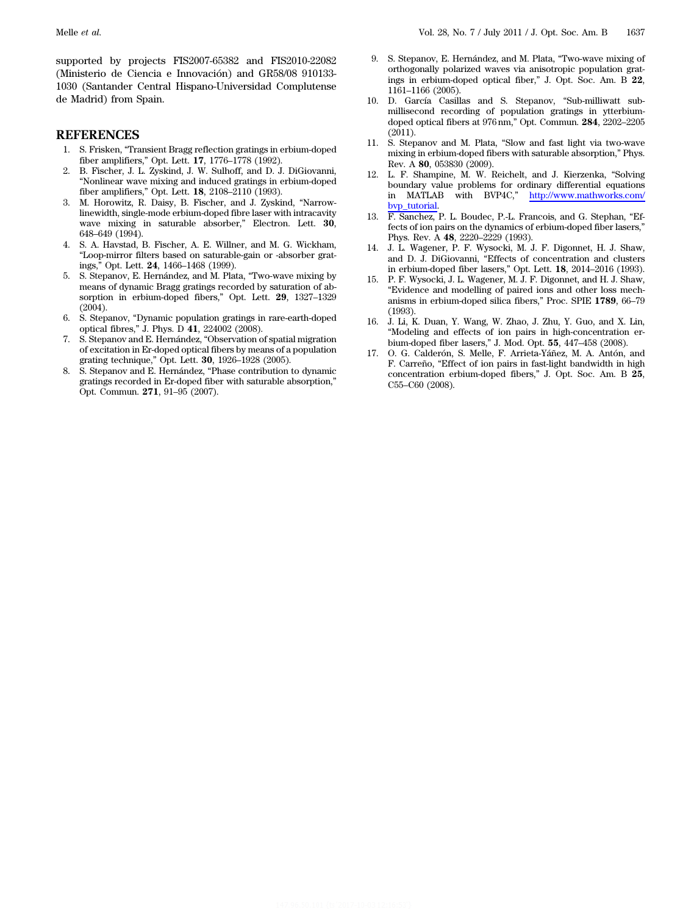supported by projects FIS2007-65382 and FIS2010-22082 (Ministerio de Ciencia e Innovación) and GR58/08 910133-1030 (Santander Central Hispano-Universidad Complutense de Madrid) from Spain.

## REFERENCES

1. S. Frisken, "Transient Bragg reflection gratings in erbium-doped fiber amplifiers," Opt. Lett. **17**, 1776–1778 (1992).
2. B. Fischer, J. L. Zyskind, J. W. Sulhoff, and D. J. DiGiovanni, "Nonlinear wave mixing and induced gratings in erbium-doped fiber amplifiers," Opt. Lett. **18**, 2108–2110 (1993).
3. M. Horowitz, R. Daisy, B. Fischer, and J. Zyskind, "Narrow-linewidth, single-mode erbium-doped fibre laser with intracavity wave mixing in saturable absorber," Electron. Lett. **30**, 648–649 (1994).
4. S. A. Havstad, B. Fischer, A. E. Willner, and M. G. Wickham, "Loop-mirror filters based on saturable-gain or -absorber gratings," Opt. Lett. **24**, 1466–1468 (1999).
5. S. Stepanov, E. Hernández, and M. Plata, "Two-wave mixing by means of dynamic Bragg gratings recorded by saturation of absorption in erbium-doped fibers," Opt. Lett. **29**, 1327–1329 (2004).
6. S. Stepanov, "Dynamic population gratings in rare-earth-doped optical fibres," J. Phys. D **41**, 224002 (2008).
7. S. Stepanov and E. Hernández, "Observation of spatial migration of excitation in Er-doped optical fibers by means of a population grating technique," Opt. Lett. **30**, 1926–1928 (2005).
8. S. Stepanov and E. Hernández, "Phase contribution to dynamic gratings recorded in Er-doped fiber with saturable absorption," Opt. Commun. **271**, 91–95 (2007).
9. S. Stepanov, E. Hernández, and M. Plata, "Two-wave mixing of orthogonally polarized waves via anisotropic population gratings in erbium-doped optical fiber," J. Opt. Soc. Am. B **22**, 1161–1166 (2005).
10. D. García Casillas and S. Stepanov, "Sub-milliwatt sub-millisecond recording of population gratings in ytterbium-doped optical fibers at 976 nm," Opt. Commun. **284**, 2202–2205 (2011).
11. S. Stepanov and M. Plata, "Slow and fast light via two-wave mixing in erbium-doped fibers with saturable absorption," Phys. Rev. A **80**, 053830 (2009).
12. L. F. Shampine, M. W. Reichelt, and J. Kierzenka, "Solving boundary value problems for ordinary differential equations in MATLAB with BVP4C," http://www.mathworks.com/bvp_tutorial.
13. F. Sanchez, P. L. Boudec, P.-L. Francois, and G. Stephan, "Effects of ion pairs on the dynamics of erbium-doped fiber lasers," Phys. Rev. A **48**, 2220–2229 (1993).
14. J. L. Wagener, P. F. Wysocki, M. J. F. Digonnet, H. J. Shaw, and D. J. DiGiovanni, "Effects of concentration and clusters in erbium-doped fiber lasers," Opt. Lett. **18**, 2014–2016 (1993).
15. P. F. Wysocki, J. L. Wagener, M. J. F. Digonnet, and H. J. Shaw, "Evidence and modelling of paired ions and other loss mechanisms in erbium-doped silica fibers," Proc. SPIE **1789**, 66–79 (1993).
16. J. Li, K. Duan, Y. Wang, W. Zhao, J. Zhu, Y. Guo, and X. Lin, "Modeling and effects of ion pairs in high-concentration erbium-doped fiber lasers," J. Mod. Opt. **55**, 447–458 (2008).
17. O. G. Calderón, S. Melle, F. Arrieta-Yáñez, M. A. Antón, and F. Carreño, "Effect of ion pairs in fast-light bandwidth in high concentration erbium-doped fibers," J. Opt. Soc. Am. B **25**, C55–C60 (2008).